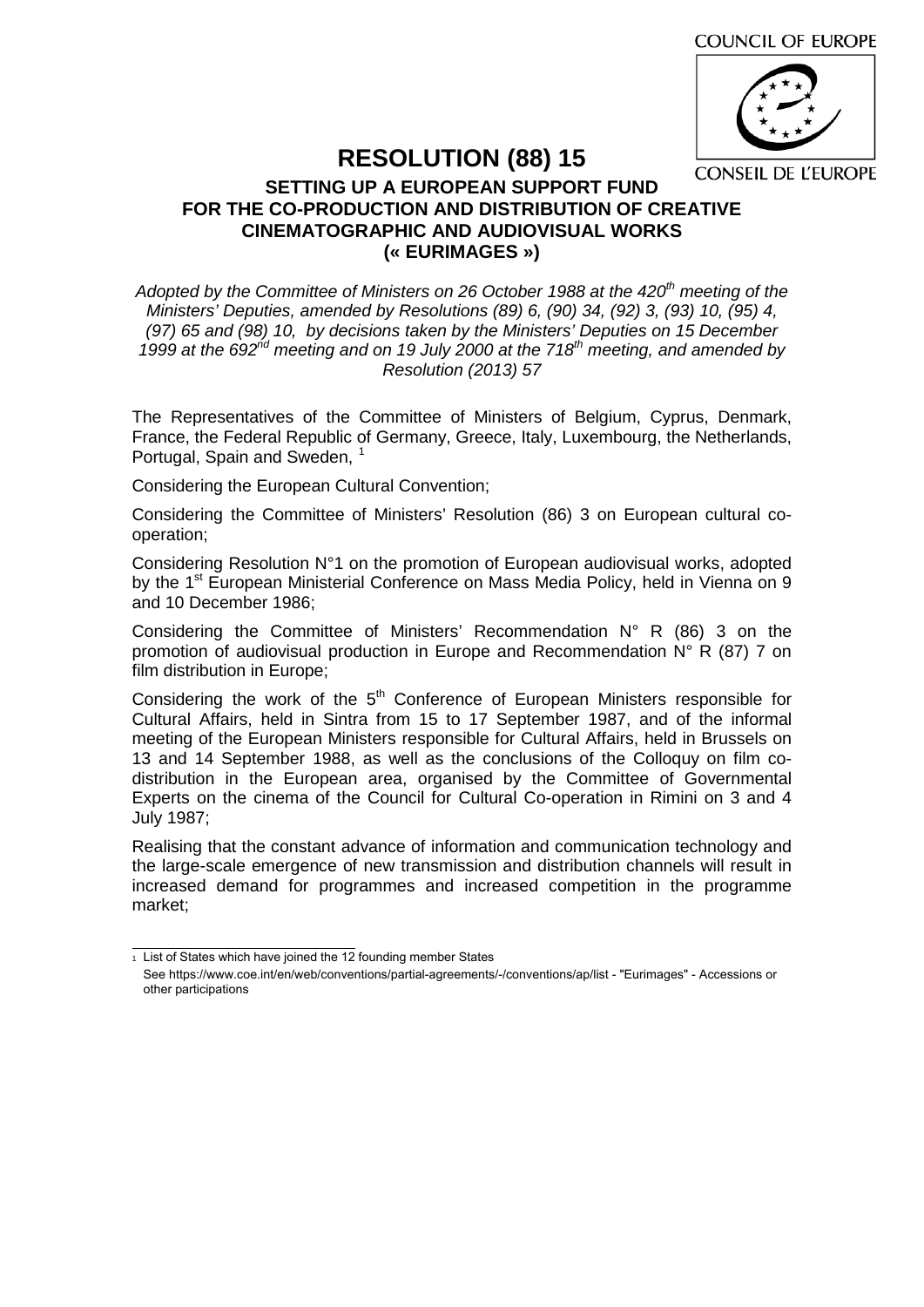COUNCIL OF EUROPE

CONSEIL DE L'EUROPE

# RESOLUTION (88) 15

## SETTING UP A EUROPEAN SUPPORT FUND FOR THE CO-PRODUCTION AND DISTRIBUTION OF CREATIVE CINEMATOGRAPHIC AND AUDIOVISUAL WORKS (« EURIMAGES »)

*Adopted by the Committee of Ministers on 26 October 1988 at the 420th meeting of the Ministers' Deputies, amended by Resolutions (89) 6, (90) 34, (92) 3, (93) 10, (95) 4, (97) 65 and (98) 10, by decisions taken by the Ministers' Deputies on 15 December 1999 at the 692nd meeting and on 19 July 2000 at the 718th meeting, and amended by Resolution (2013) 57*

The Representatives of the Committee of Ministers of Belgium, Cyprus, Denmark, France, the Federal Republic of Germany, Greece, Italy, Luxembourg, the Netherlands, Portugal, Spain and Sweden, [1]

Considering the European Cultural Convention;

Considering the Committee of Ministers' Resolution (86) 3 on European cultural co-operation;

Considering Resolution N°1 on the promotion of European audiovisual works, adopted by the 1st European Ministerial Conference on Mass Media Policy, held in Vienna on 9 and 10 December 1986;

Considering the Committee of Ministers' Recommendation N° R (86) 3 on the promotion of audiovisual production in Europe and Recommendation N° R (87) 7 on film distribution in Europe;

Considering the work of the 5th Conference of European Ministers responsible for Cultural Affairs, held in Sintra from 15 to 17 September 1987, and of the informal meeting of the European Ministers responsible for Cultural Affairs, held in Brussels on 13 and 14 September 1988, as well as the conclusions of the Colloquy on film co-distribution in the European area, organised by the Committee of Governmental Experts on the cinema of the Council for Cultural Co-operation in Rimini on 3 and 4 July 1987;

Realising that the constant advance of information and communication technology and the large-scale emergence of new transmission and distribution channels will result in increased demand for programmes and increased competition in the programme market;

---

[1] List of States which have joined the 12 founding member States
See https://www.coe.int/en/web/conventions/partial-agreements/-/conventions/ap/list - "Eurimages" - Accessions or other participations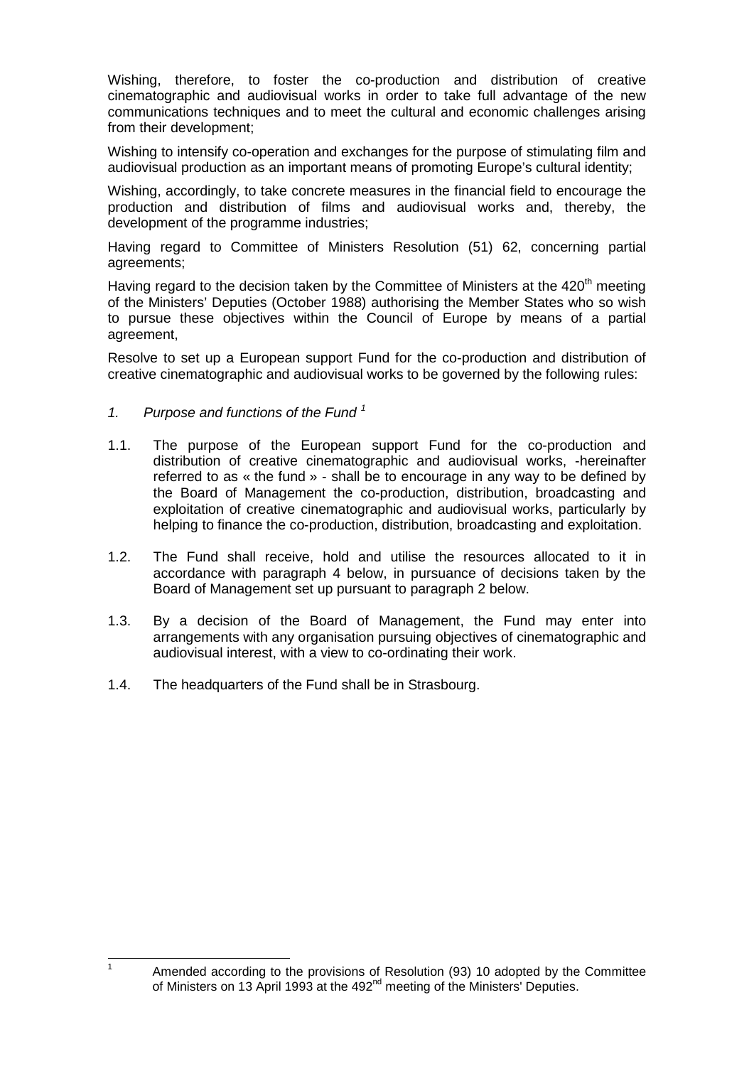Wishing, therefore, to foster the co-production and distribution of creative cinematographic and audiovisual works in order to take full advantage of the new communications techniques and to meet the cultural and economic challenges arising from their development;

Wishing to intensify co-operation and exchanges for the purpose of stimulating film and audiovisual production as an important means of promoting Europe's cultural identity;

Wishing, accordingly, to take concrete measures in the financial field to encourage the production and distribution of films and audiovisual works and, thereby, the development of the programme industries;

Having regard to Committee of Ministers Resolution (51) 62, concerning partial agreements;

Having regard to the decision taken by the Committee of Ministers at the 420th meeting of the Ministers' Deputies (October 1988) authorising the Member States who so wish to pursue these objectives within the Council of Europe by means of a partial agreement,

Resolve to set up a European support Fund for the co-production and distribution of creative cinematographic and audiovisual works to be governed by the following rules:

*1. Purpose and functions of the Fund* [1]

1.1. The purpose of the European support Fund for the co-production and distribution of creative cinematographic and audiovisual works, -hereinafter referred to as « the fund » - shall be to encourage in any way to be defined by the Board of Management the co-production, distribution, broadcasting and exploitation of creative cinematographic and audiovisual works, particularly by helping to finance the co-production, distribution, broadcasting and exploitation.

1.2. The Fund shall receive, hold and utilise the resources allocated to it in accordance with paragraph 4 below, in pursuance of decisions taken by the Board of Management set up pursuant to paragraph 2 below.

1.3. By a decision of the Board of Management, the Fund may enter into arrangements with any organisation pursuing objectives of cinematographic and audiovisual interest, with a view to co-ordinating their work.

1.4. The headquarters of the Fund shall be in Strasbourg.

---

[1] Amended according to the provisions of Resolution (93) 10 adopted by the Committee of Ministers on 13 April 1993 at the 492nd meeting of the Ministers' Deputies.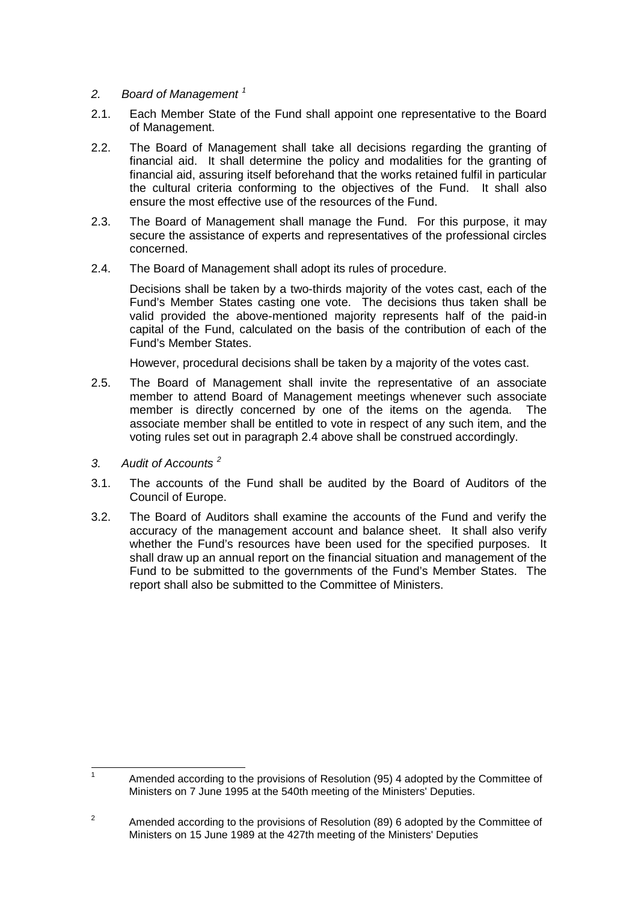## *2. Board of Management* [1]

2.1. Each Member State of the Fund shall appoint one representative to the Board of Management.

2.2. The Board of Management shall take all decisions regarding the granting of financial aid. It shall determine the policy and modalities for the granting of financial aid, assuring itself beforehand that the works retained fulfil in particular the cultural criteria conforming to the objectives of the Fund. It shall also ensure the most effective use of the resources of the Fund.

2.3. The Board of Management shall manage the Fund. For this purpose, it may secure the assistance of experts and representatives of the professional circles concerned.

2.4. The Board of Management shall adopt its rules of procedure.

Decisions shall be taken by a two-thirds majority of the votes cast, each of the Fund's Member States casting one vote. The decisions thus taken shall be valid provided the above-mentioned majority represents half of the paid-in capital of the Fund, calculated on the basis of the contribution of each of the Fund's Member States.

However, procedural decisions shall be taken by a majority of the votes cast.

2.5. The Board of Management shall invite the representative of an associate member to attend Board of Management meetings whenever such associate member is directly concerned by one of the items on the agenda. The associate member shall be entitled to vote in respect of any such item, and the voting rules set out in paragraph 2.4 above shall be construed accordingly.

## *3. Audit of Accounts* [2]

3.1. The accounts of the Fund shall be audited by the Board of Auditors of the Council of Europe.

3.2. The Board of Auditors shall examine the accounts of the Fund and verify the accuracy of the management account and balance sheet. It shall also verify whether the Fund's resources have been used for the specified purposes. It shall draw up an annual report on the financial situation and management of the Fund to be submitted to the governments of the Fund's Member States. The report shall also be submitted to the Committee of Ministers.

---

[1] Amended according to the provisions of Resolution (95) 4 adopted by the Committee of Ministers on 7 June 1995 at the 540th meeting of the Ministers' Deputies.

[2] Amended according to the provisions of Resolution (89) 6 adopted by the Committee of Ministers on 15 June 1989 at the 427th meeting of the Ministers' Deputies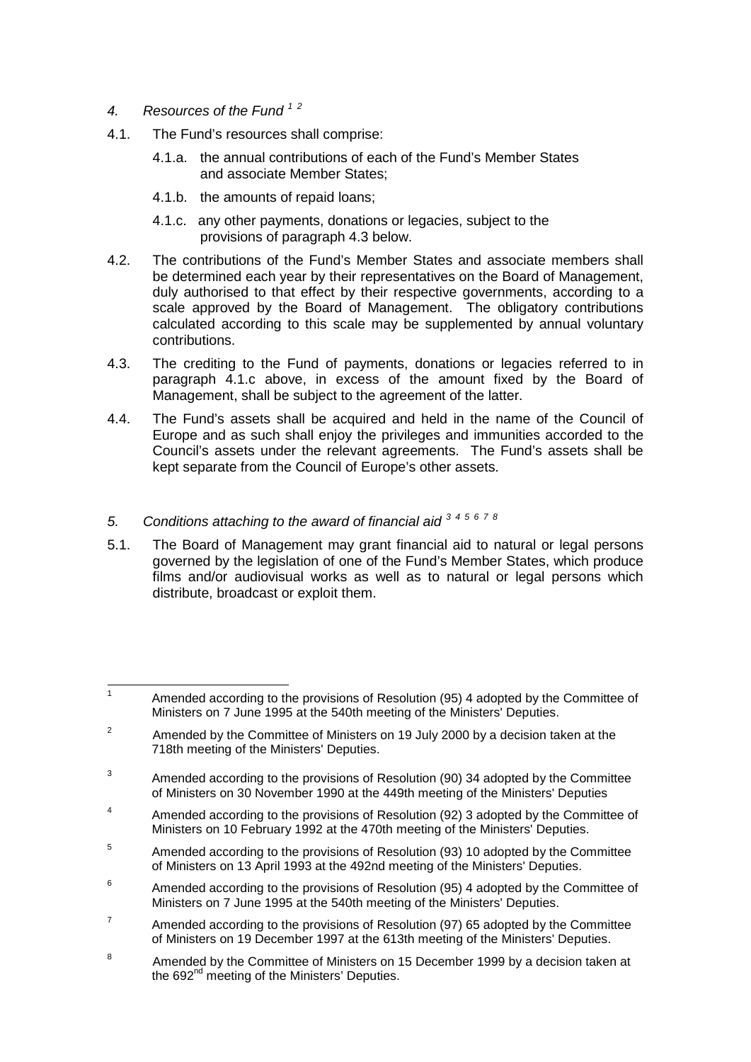*4. Resources of the Fund* [1] [2]

4.1. The Fund's resources shall comprise:

4.1.a. the annual contributions of each of the Fund's Member States and associate Member States;

4.1.b. the amounts of repaid loans;

4.1.c. any other payments, donations or legacies, subject to the provisions of paragraph 4.3 below.

4.2. The contributions of the Fund's Member States and associate members shall be determined each year by their representatives on the Board of Management, duly authorised to that effect by their respective governments, according to a scale approved by the Board of Management. The obligatory contributions calculated according to this scale may be supplemented by annual voluntary contributions.

4.3. The crediting to the Fund of payments, donations or legacies referred to in paragraph 4.1.c above, in excess of the amount fixed by the Board of Management, shall be subject to the agreement of the latter.

4.4. The Fund's assets shall be acquired and held in the name of the Council of Europe and as such shall enjoy the privileges and immunities accorded to the Council's assets under the relevant agreements. The Fund's assets shall be kept separate from the Council of Europe's other assets.

*5. Conditions attaching to the award of financial aid* [3] [4] [5] [6] [7] [8]

5.1. The Board of Management may grant financial aid to natural or legal persons governed by the legislation of one of the Fund's Member States, which produce films and/or audiovisual works as well as to natural or legal persons which distribute, broadcast or exploit them.

---

[1] Amended according to the provisions of Resolution (95) 4 adopted by the Committee of Ministers on 7 June 1995 at the 540th meeting of the Ministers' Deputies.

[2] Amended by the Committee of Ministers on 19 July 2000 by a decision taken at the 718th meeting of the Ministers' Deputies.

[3] Amended according to the provisions of Resolution (90) 34 adopted by the Committee of Ministers on 30 November 1990 at the 449th meeting of the Ministers' Deputies

[4] Amended according to the provisions of Resolution (92) 3 adopted by the Committee of Ministers on 10 February 1992 at the 470th meeting of the Ministers' Deputies.

[5] Amended according to the provisions of Resolution (93) 10 adopted by the Committee of Ministers on 13 April 1993 at the 492nd meeting of the Ministers' Deputies.

[6] Amended according to the provisions of Resolution (95) 4 adopted by the Committee of Ministers on 7 June 1995 at the 540th meeting of the Ministers' Deputies.

[7] Amended according to the provisions of Resolution (97) 65 adopted by the Committee of Ministers on 19 December 1997 at the 613th meeting of the Ministers' Deputies.

[8] Amended by the Committee of Ministers on 15 December 1999 by a decision taken at the 692nd meeting of the Ministers' Deputies.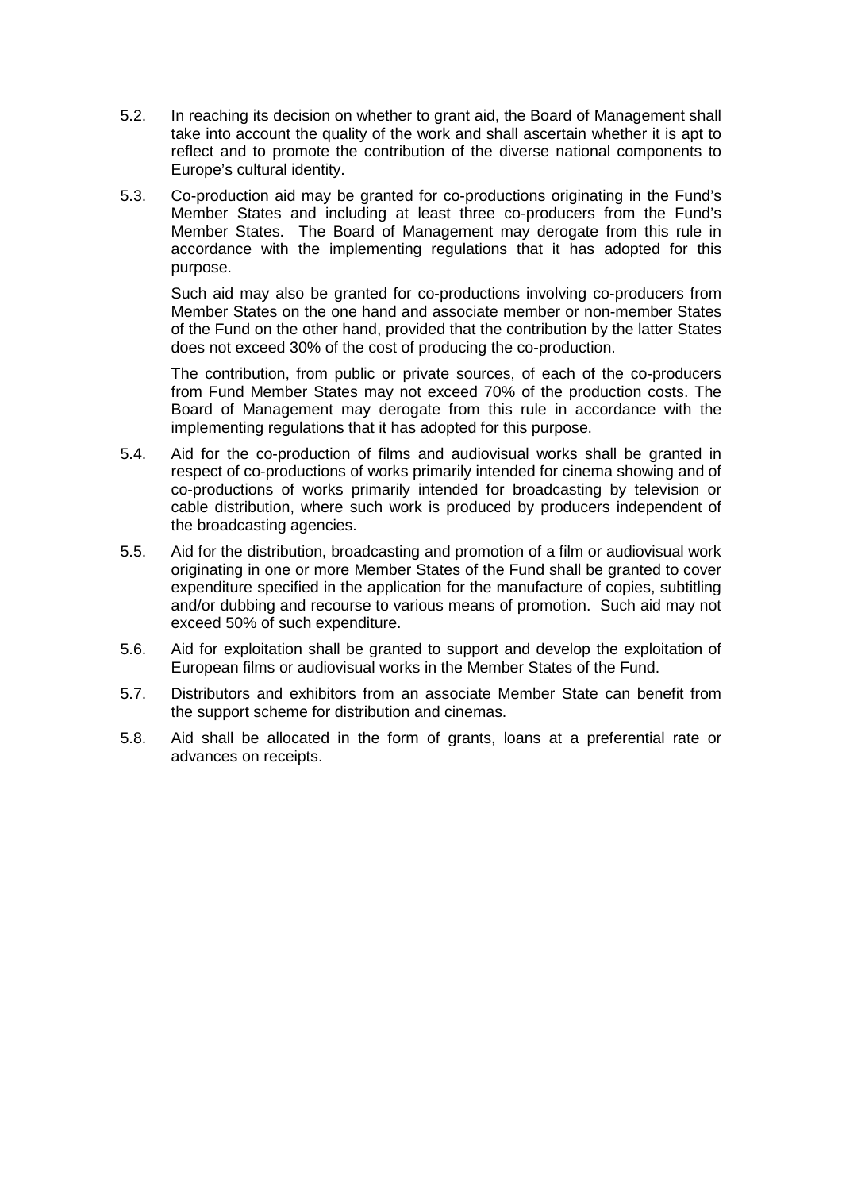5.2. In reaching its decision on whether to grant aid, the Board of Management shall take into account the quality of the work and shall ascertain whether it is apt to reflect and to promote the contribution of the diverse national components to Europe's cultural identity.

5.3. Co-production aid may be granted for co-productions originating in the Fund's Member States and including at least three co-producers from the Fund's Member States. The Board of Management may derogate from this rule in accordance with the implementing regulations that it has adopted for this purpose.

Such aid may also be granted for co-productions involving co-producers from Member States on the one hand and associate member or non-member States of the Fund on the other hand, provided that the contribution by the latter States does not exceed 30% of the cost of producing the co-production.

The contribution, from public or private sources, of each of the co-producers from Fund Member States may not exceed 70% of the production costs. The Board of Management may derogate from this rule in accordance with the implementing regulations that it has adopted for this purpose.

5.4. Aid for the co-production of films and audiovisual works shall be granted in respect of co-productions of works primarily intended for cinema showing and of co-productions of works primarily intended for broadcasting by television or cable distribution, where such work is produced by producers independent of the broadcasting agencies.

5.5. Aid for the distribution, broadcasting and promotion of a film or audiovisual work originating in one or more Member States of the Fund shall be granted to cover expenditure specified in the application for the manufacture of copies, subtitling and/or dubbing and recourse to various means of promotion. Such aid may not exceed 50% of such expenditure.

5.6. Aid for exploitation shall be granted to support and develop the exploitation of European films or audiovisual works in the Member States of the Fund.

5.7. Distributors and exhibitors from an associate Member State can benefit from the support scheme for distribution and cinemas.

5.8. Aid shall be allocated in the form of grants, loans at a preferential rate or advances on receipts.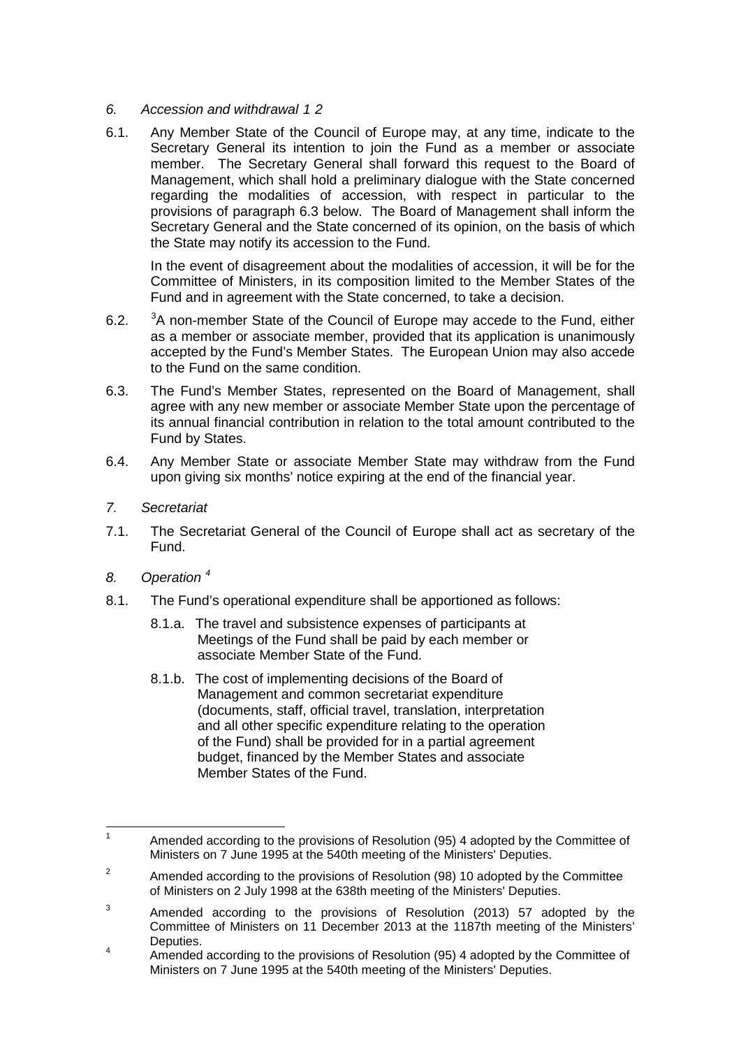*6. Accession and withdrawal* [1] [2]

6.1. Any Member State of the Council of Europe may, at any time, indicate to the Secretary General its intention to join the Fund as a member or associate member. The Secretary General shall forward this request to the Board of Management, which shall hold a preliminary dialogue with the State concerned regarding the modalities of accession, with respect in particular to the provisions of paragraph 6.3 below. The Board of Management shall inform the Secretary General and the State concerned of its opinion, on the basis of which the State may notify its accession to the Fund.

In the event of disagreement about the modalities of accession, it will be for the Committee of Ministers, in its composition limited to the Member States of the Fund and in agreement with the State concerned, to take a decision.

6.2. [3]A non-member State of the Council of Europe may accede to the Fund, either as a member or associate member, provided that its application is unanimously accepted by the Fund's Member States. The European Union may also accede to the Fund on the same condition.

6.3. The Fund's Member States, represented on the Board of Management, shall agree with any new member or associate Member State upon the percentage of its annual financial contribution in relation to the total amount contributed to the Fund by States.

6.4. Any Member State or associate Member State may withdraw from the Fund upon giving six months' notice expiring at the end of the financial year.

*7. Secretariat*

7.1. The Secretariat General of the Council of Europe shall act as secretary of the Fund.

*8. Operation* [4]

8.1. The Fund's operational expenditure shall be apportioned as follows:

8.1.a. The travel and subsistence expenses of participants at Meetings of the Fund shall be paid by each member or associate Member State of the Fund.

8.1.b. The cost of implementing decisions of the Board of Management and common secretariat expenditure (documents, staff, official travel, translation, interpretation and all other specific expenditure relating to the operation of the Fund) shall be provided for in a partial agreement budget, financed by the Member States and associate Member States of the Fund.

---

[1] Amended according to the provisions of Resolution (95) 4 adopted by the Committee of Ministers on 7 June 1995 at the 540th meeting of the Ministers' Deputies.

[2] Amended according to the provisions of Resolution (98) 10 adopted by the Committee of Ministers on 2 July 1998 at the 638th meeting of the Ministers' Deputies.

[3] Amended according to the provisions of Resolution (2013) 57 adopted by the Committee of Ministers on 11 December 2013 at the 1187th meeting of the Ministers' Deputies.

[4] Amended according to the provisions of Resolution (95) 4 adopted by the Committee of Ministers on 7 June 1995 at the 540th meeting of the Ministers' Deputies.